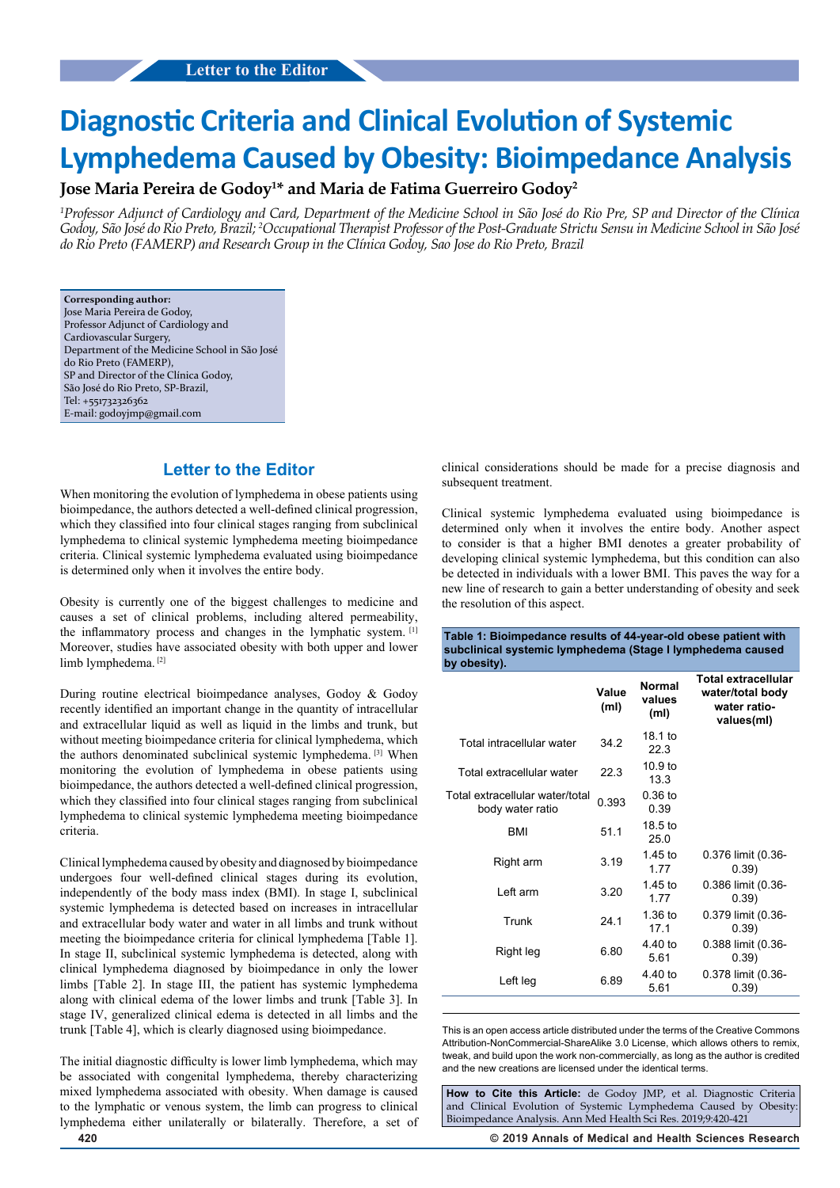Letter to the Editor

# Diagnostic Criteria and Clinical Evolution of Systemic Lymphedema Caused by Obesity: Bioimpedance Analysis

**Jose Maria Pereira de Godoy[1]* and Maria de Fatima Guerreiro Godoy[2]**

*[1]Professor Adjunct of Cardiology and Card, Department of the Medicine School in São José do Rio Pre, SP and Director of the Clínica Godoy, São José do Rio Preto, Brazil; [2]Occupational Therapist Professor of the Post-Graduate Strictu Sensu in Medicine School in São José do Rio Preto (FAMERP) and Research Group in the Clínica Godoy, Sao Jose do Rio Preto, Brazil*

**Corresponding author:**
Jose Maria Pereira de Godoy,
Professor Adjunct of Cardiology and Cardiovascular Surgery,
Department of the Medicine School in São José do Rio Preto (FAMERP),
SP and Director of the Clínica Godoy,
São José do Rio Preto, SP-Brazil,
Tel: +551732326362
E-mail: godoyjmp@gmail.com

## Letter to the Editor

When monitoring the evolution of lymphedema in obese patients using bioimpedance, the authors detected a well-defined clinical progression, which they classified into four clinical stages ranging from subclinical lymphedema to clinical systemic lymphedema meeting bioimpedance criteria. Clinical systemic lymphedema evaluated using bioimpedance is determined only when it involves the entire body.

Obesity is currently one of the biggest challenges to medicine and causes a set of clinical problems, including altered permeability, the inflammatory process and changes in the lymphatic system. [1] Moreover, studies have associated obesity with both upper and lower limb lymphedema. [2]

During routine electrical bioimpedance analyses, Godoy & Godoy recently identified an important change in the quantity of intracellular and extracellular liquid as well as liquid in the limbs and trunk, but without meeting bioimpedance criteria for clinical lymphedema, which the authors denominated subclinical systemic lymphedema. [3] When monitoring the evolution of lymphedema in obese patients using bioimpedance, the authors detected a well-defined clinical progression, which they classified into four clinical stages ranging from subclinical lymphedema to clinical systemic lymphedema meeting bioimpedance criteria.

Clinical lymphedema caused by obesity and diagnosed by bioimpedance undergoes four well-defined clinical stages during its evolution, independently of the body mass index (BMI). In stage I, subclinical systemic lymphedema is detected based on increases in intracellular and extracellular body water and water in all limbs and trunk without meeting the bioimpedance criteria for clinical lymphedema [Table 1]. In stage II, subclinical systemic lymphedema is detected, along with clinical lymphedema diagnosed by bioimpedance in only the lower limbs [Table 2]. In stage III, the patient has systemic lymphedema along with clinical edema of the lower limbs and trunk [Table 3]. In stage IV, generalized clinical edema is detected in all limbs and the trunk [Table 4], which is clearly diagnosed using bioimpedance.

The initial diagnostic difficulty is lower limb lymphedema, which may be associated with congenital lymphedema, thereby characterizing mixed lymphedema associated with obesity. When damage is caused to the lymphatic or venous system, the limb can progress to clinical lymphedema either unilaterally or bilaterally. Therefore, a set of clinical considerations should be made for a precise diagnosis and subsequent treatment.

Clinical systemic lymphedema evaluated using bioimpedance is determined only when it involves the entire body. Another aspect to consider is that a higher BMI denotes a greater probability of developing clinical systemic lymphedema, but this condition can also be detected in individuals with a lower BMI. This paves the way for a new line of research to gain a better understanding of obesity and seek the resolution of this aspect.

**Table 1: Bioimpedance results of 44-year-old obese patient with subclinical systemic lymphedema (Stage I lymphedema caused by obesity).**

| | Value (ml) | Normal values (ml) | Total extracellular water/total body water ratio-values(ml) |
|---|---|---|---|
| Total intracellular water | 34.2 | 18.1 to 22.3 | |
| Total extracellular water | 22.3 | 10.9 to 13.3 | |
| Total extracellular water/total body water ratio | 0.393 | 0.36 to 0.39 | |
| BMI | 51.1 | 18.5 to 25.0 | |
| Right arm | 3.19 | 1.45 to 1.77 | 0.376 limit (0.36-0.39) |
| Left arm | 3.20 | 1.45 to 1.77 | 0.386 limit (0.36-0.39) |
| Trunk | 24.1 | 1.36 to 17.1 | 0.379 limit (0.36-0.39) |
| Right leg | 6.80 | 4.40 to 5.61 | 0.388 limit (0.36-0.39) |
| Left leg | 6.89 | 4.40 to 5.61 | 0.378 limit (0.36-0.39) |

This is an open access article distributed under the terms of the Creative Commons Attribution-NonCommercial-ShareAlike 3.0 License, which allows others to remix, tweak, and build upon the work non-commercially, as long as the author is credited and the new creations are licensed under the identical terms.

**How to Cite this Article:** de Godoy JMP, et al. Diagnostic Criteria and Clinical Evolution of Systemic Lymphedema Caused by Obesity: Bioimpedance Analysis. Ann Med Health Sci Res. 2019;9:420-421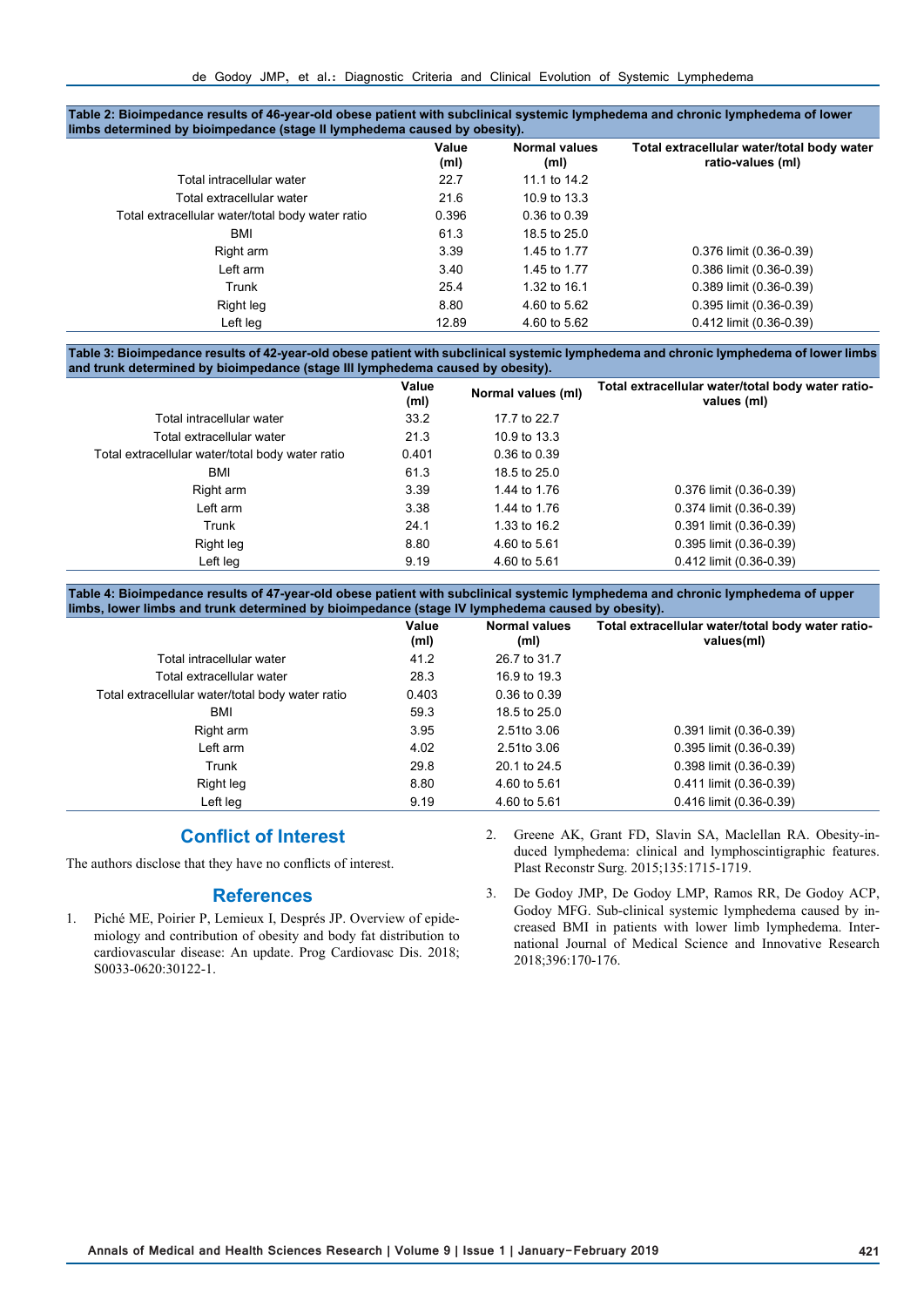**Table 2: Bioimpedance results of 46-year-old obese patient with subclinical systemic lymphedema and chronic lymphedema of lower limbs determined by bioimpedance (stage II lymphedema caused by obesity).**

| | Value (ml) | Normal values (ml) | Total extracellular water/total body water ratio-values (ml) |
|---|---|---|---|
| Total intracellular water | 22.7 | 11.1 to 14.2 | |
| Total extracellular water | 21.6 | 10.9 to 13.3 | |
| Total extracellular water/total body water ratio | 0.396 | 0.36 to 0.39 | |
| BMI | 61.3 | 18.5 to 25.0 | |
| Right arm | 3.39 | 1.45 to 1.77 | 0.376 limit (0.36-0.39) |
| Left arm | 3.40 | 1.45 to 1.77 | 0.386 limit (0.36-0.39) |
| Trunk | 25.4 | 1.32 to 16.1 | 0.389 limit (0.36-0.39) |
| Right leg | 8.80 | 4.60 to 5.62 | 0.395 limit (0.36-0.39) |
| Left leg | 12.89 | 4.60 to 5.62 | 0.412 limit (0.36-0.39) |

**Table 3: Bioimpedance results of 42-year-old obese patient with subclinical systemic lymphedema and chronic lymphedema of lower limbs and trunk determined by bioimpedance (stage III lymphedema caused by obesity).**

| | Value (ml) | Normal values (ml) | Total extracellular water/total body water ratio-values (ml) |
|---|---|---|---|
| Total intracellular water | 33.2 | 17.7 to 22.7 | |
| Total extracellular water | 21.3 | 10.9 to 13.3 | |
| Total extracellular water/total body water ratio | 0.401 | 0.36 to 0.39 | |
| BMI | 61.3 | 18.5 to 25.0 | |
| Right arm | 3.39 | 1.44 to 1.76 | 0.376 limit (0.36-0.39) |
| Left arm | 3.38 | 1.44 to 1.76 | 0.374 limit (0.36-0.39) |
| Trunk | 24.1 | 1.33 to 16.2 | 0.391 limit (0.36-0.39) |
| Right leg | 8.80 | 4.60 to 5.61 | 0.395 limit (0.36-0.39) |
| Left leg | 9.19 | 4.60 to 5.61 | 0.412 limit (0.36-0.39) |

**Table 4: Bioimpedance results of 47-year-old obese patient with subclinical systemic lymphedema and chronic lymphedema of upper limbs, lower limbs and trunk determined by bioimpedance (stage IV lymphedema caused by obesity).**

| | Value (ml) | Normal values (ml) | Total extracellular water/total body water ratio-values(ml) |
|---|---|---|---|
| Total intracellular water | 41.2 | 26.7 to 31.7 | |
| Total extracellular water | 28.3 | 16.9 to 19.3 | |
| Total extracellular water/total body water ratio | 0.403 | 0.36 to 0.39 | |
| BMI | 59.3 | 18.5 to 25.0 | |
| Right arm | 3.95 | 2.51to 3.06 | 0.391 limit (0.36-0.39) |
| Left arm | 4.02 | 2.51to 3.06 | 0.395 limit (0.36-0.39) |
| Trunk | 29.8 | 20.1 to 24.5 | 0.398 limit (0.36-0.39) |
| Right leg | 8.80 | 4.60 to 5.61 | 0.411 limit (0.36-0.39) |
| Left leg | 9.19 | 4.60 to 5.61 | 0.416 limit (0.36-0.39) |

## Conflict of Interest

The authors disclose that they have no conflicts of interest.

## References

1. Piché ME, Poirier P, Lemieux I, Després JP. Overview of epidemiology and contribution of obesity and body fat distribution to cardiovascular disease: An update. Prog Cardiovasc Dis. 2018; S0033-0620:30122-1.
2. Greene AK, Grant FD, Slavin SA, Maclellan RA. Obesity-induced lymphedema: clinical and lymphoscintigraphic features. Plast Reconstr Surg. 2015;135:1715-1719.
3. De Godoy JMP, De Godoy LMP, Ramos RR, De Godoy ACP, Godoy MFG. Sub-clinical systemic lymphedema caused by increased BMI in patients with lower limb lymphedema. International Journal of Medical Science and Innovative Research 2018;396:170-176.